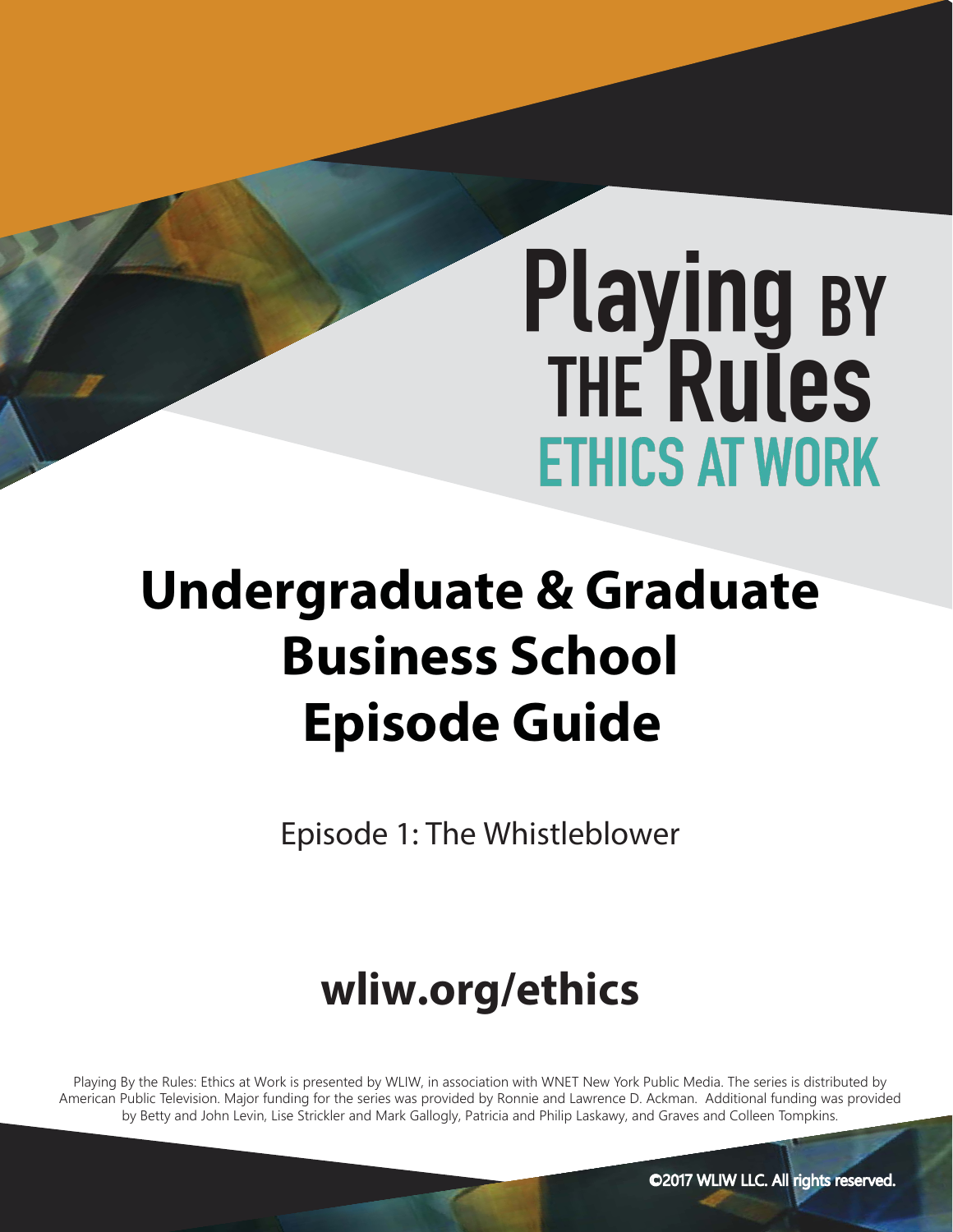# Playing BY THE Rules

## ETHICS AT WORK

# Undergraduate & Graduate Business School Episode Guide

Episode 1: The Whistleblower

## wliw.org/ethics

Playing By the Rules: Ethics at Work is presented by WLIW, in association with WNET New York Public Media. The series is distributed by American Public Television. Major funding for the series was provided by Ronnie and Lawrence D. Ackman. Additional funding was provided by Betty and John Levin, Lise Strickler and Mark Gallogly, Patricia and Philip Laskawy, and Graves and Colleen Tompkins.

©2017 WLIW LLC. All rights reserved.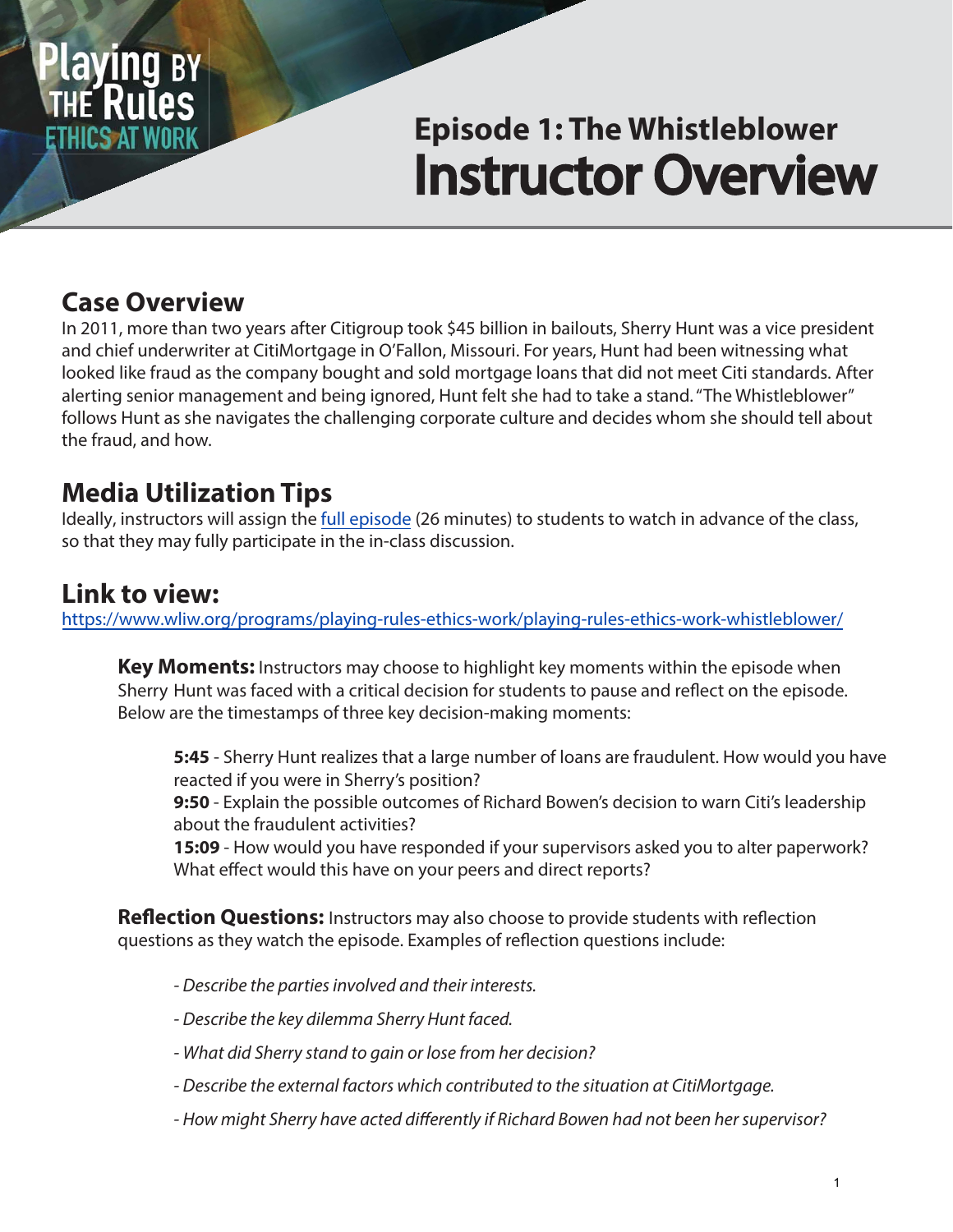# Episode 1: The Whistleblower
# Instructor Overview

## Case Overview

In 2011, more than two years after Citigroup took $45 billion in bailouts, Sherry Hunt was a vice president and chief underwriter at CitiMortgage in O'Fallon, Missouri. For years, Hunt had been witnessing what looked like fraud as the company bought and sold mortgage loans that did not meet Citi standards. After alerting senior management and being ignored, Hunt felt she had to take a stand. "The Whistleblower" follows Hunt as she navigates the challenging corporate culture and decides whom she should tell about the fraud, and how.

## Media Utilization Tips

Ideally, instructors will assign the full episode (26 minutes) to students to watch in advance of the class, so that they may fully participate in the in-class discussion.

## Link to view:

https://www.wliw.org/programs/playing-rules-ethics-work/playing-rules-ethics-work-whistleblower/

**Key Moments:** Instructors may choose to highlight key moments within the episode when Sherry Hunt was faced with a critical decision for students to pause and reflect on the episode. Below are the timestamps of three key decision-making moments:

**5:45** - Sherry Hunt realizes that a large number of loans are fraudulent. How would you have reacted if you were in Sherry's position?
**9:50** - Explain the possible outcomes of Richard Bowen's decision to warn Citi's leadership about the fraudulent activities?
**15:09** - How would you have responded if your supervisors asked you to alter paperwork? What effect would this have on your peers and direct reports?

**Reflection Questions:** Instructors may also choose to provide students with reflection questions as they watch the episode. Examples of reflection questions include:

- *Describe the parties involved and their interests.*
- *Describe the key dilemma Sherry Hunt faced.*
- *What did Sherry stand to gain or lose from her decision?*
- *Describe the external factors which contributed to the situation at CitiMortgage.*
- *How might Sherry have acted differently if Richard Bowen had not been her supervisor?*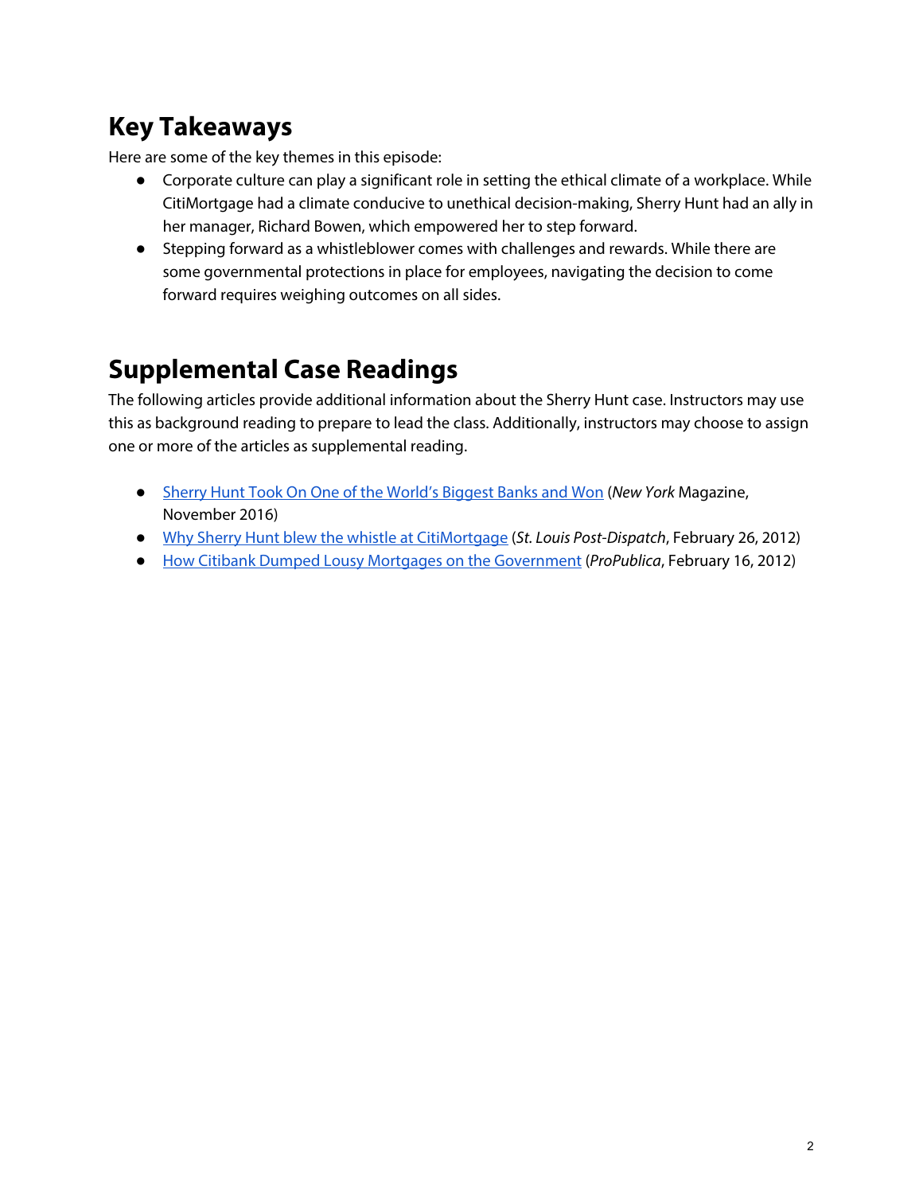## Key Takeaways

Here are some of the key themes in this episode:

- Corporate culture can play a significant role in setting the ethical climate of a workplace. While CitiMortgage had a climate conducive to unethical decision-making, Sherry Hunt had an ally in her manager, Richard Bowen, which empowered her to step forward.
- Stepping forward as a whistleblower comes with challenges and rewards. While there are some governmental protections in place for employees, navigating the decision to come forward requires weighing outcomes on all sides.

## Supplemental Case Readings

The following articles provide additional information about the Sherry Hunt case. Instructors may use this as background reading to prepare to lead the class. Additionally, instructors may choose to assign one or more of the articles as supplemental reading.

- Sherry Hunt Took On One of the World's Biggest Banks and Won (*New York* Magazine, November 2016)
- Why Sherry Hunt blew the whistle at CitiMortgage (*St. Louis Post-Dispatch*, February 26, 2012)
- How Citibank Dumped Lousy Mortgages on the Government (*ProPublica*, February 16, 2012)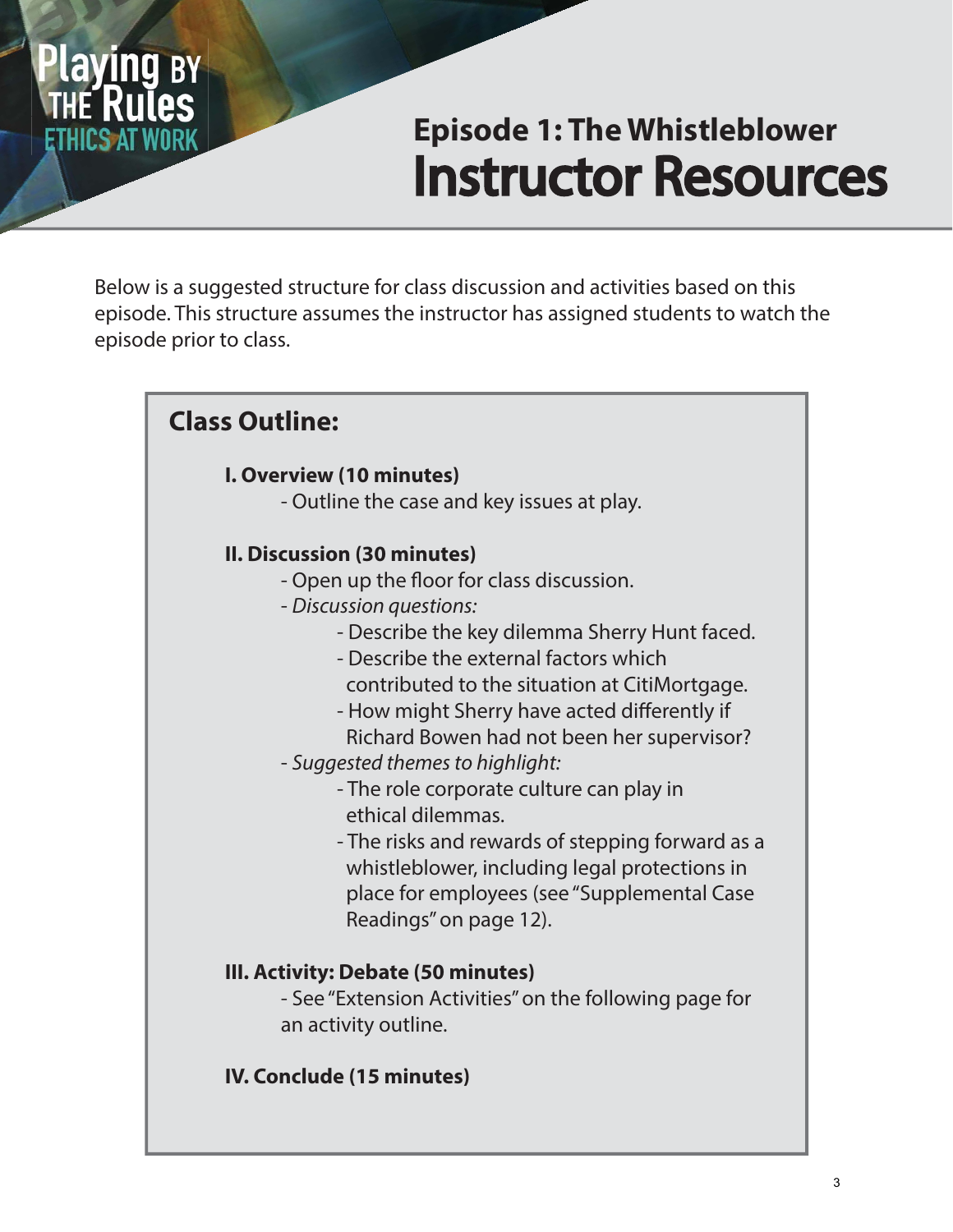# Episode 1: The Whistleblower

# Instructor Resources

Below is a suggested structure for class discussion and activities based on this episode. This structure assumes the instructor has assigned students to watch the episode prior to class.

## Class Outline:

**I. Overview (10 minutes)**

- Outline the case and key issues at play.

**II. Discussion (30 minutes)**

- Open up the floor for class discussion.
- *Discussion questions:*
  - Describe the key dilemma Sherry Hunt faced.
  - Describe the external factors which contributed to the situation at CitiMortgage.
  - How might Sherry have acted differently if Richard Bowen had not been her supervisor?
- *Suggested themes to highlight:*
  - The role corporate culture can play in ethical dilemmas.
  - The risks and rewards of stepping forward as a whistleblower, including legal protections in place for employees (see "Supplemental Case Readings" on page 12).

**III. Activity: Debate (50 minutes)**

- See "Extension Activities" on the following page for an activity outline.

**IV. Conclude (15 minutes)**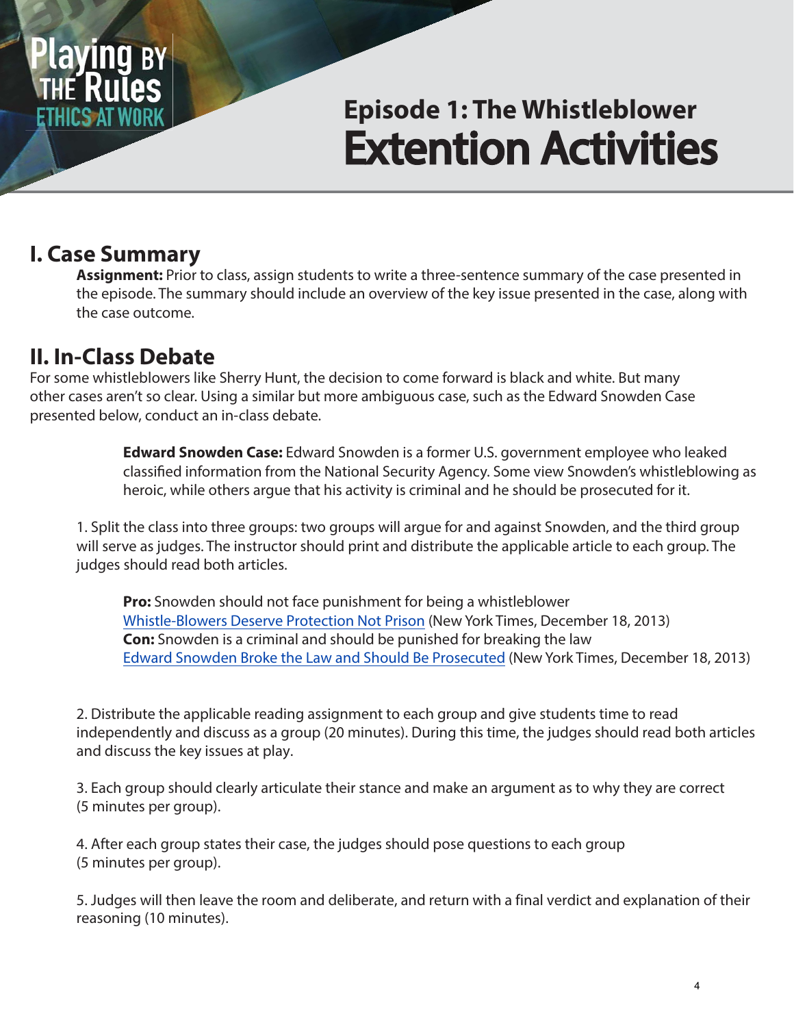# Episode 1: The Whistleblower
# Extention Activities

## I. Case Summary

**Assignment:** Prior to class, assign students to write a three-sentence summary of the case presented in the episode. The summary should include an overview of the key issue presented in the case, along with the case outcome.

## II. In-Class Debate

For some whistleblowers like Sherry Hunt, the decision to come forward is black and white. But many other cases aren't so clear. Using a similar but more ambiguous case, such as the Edward Snowden Case presented below, conduct an in-class debate.

> **Edward Snowden Case:** Edward Snowden is a former U.S. government employee who leaked classified information from the National Security Agency. Some view Snowden's whistleblowing as heroic, while others argue that his activity is criminal and he should be prosecuted for it.

1. Split the class into three groups: two groups will argue for and against Snowden, and the third group will serve as judges. The instructor should print and distribute the applicable article to each group. The judges should read both articles.

   **Pro:** Snowden should not face punishment for being a whistleblower
   Whistle-Blowers Deserve Protection Not Prison (New York Times, December 18, 2013)
   **Con:** Snowden is a criminal and should be punished for breaking the law
   Edward Snowden Broke the Law and Should Be Prosecuted (New York Times, December 18, 2013)

2. Distribute the applicable reading assignment to each group and give students time to read independently and discuss as a group (20 minutes). During this time, the judges should read both articles and discuss the key issues at play.

3. Each group should clearly articulate their stance and make an argument as to why they are correct (5 minutes per group).

4. After each group states their case, the judges should pose questions to each group (5 minutes per group).

5. Judges will then leave the room and deliberate, and return with a final verdict and explanation of their reasoning (10 minutes).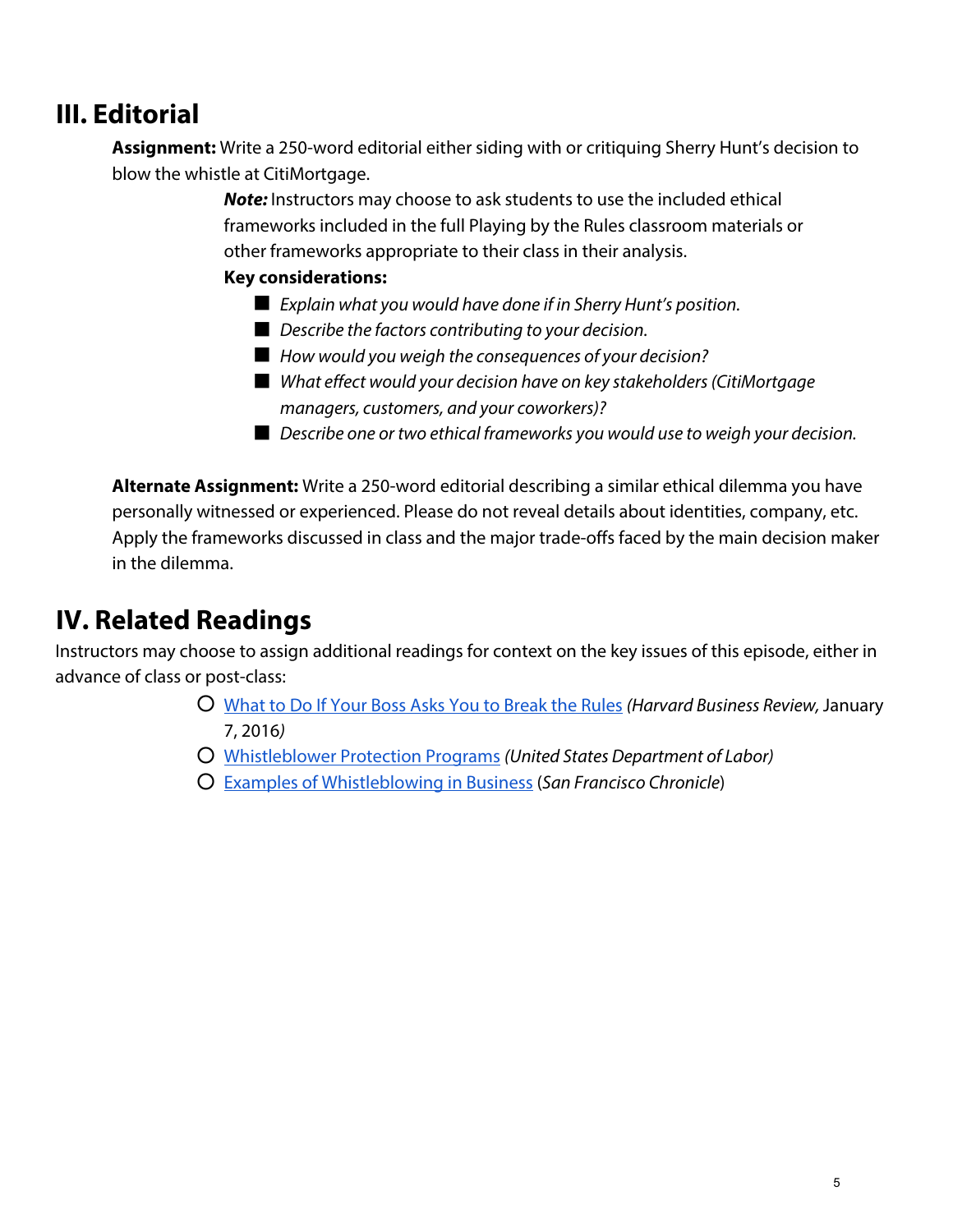## III. Editorial

**Assignment:** Write a 250-word editorial either siding with or critiquing Sherry Hunt's decision to blow the whistle at CitiMortgage.

> ***Note:*** Instructors may choose to ask students to use the included ethical frameworks included in the full Playing by the Rules classroom materials or other frameworks appropriate to their class in their analysis.
>
> **Key considerations:**
>
> - *Explain what you would have done if in Sherry Hunt's position.*
> - *Describe the factors contributing to your decision.*
> - *How would you weigh the consequences of your decision?*
> - *What effect would your decision have on key stakeholders (CitiMortgage managers, customers, and your coworkers)?*
> - *Describe one or two ethical frameworks you would use to weigh your decision.*

**Alternate Assignment:** Write a 250-word editorial describing a similar ethical dilemma you have personally witnessed or experienced. Please do not reveal details about identities, company, etc. Apply the frameworks discussed in class and the major trade-offs faced by the main decision maker in the dilemma.

## IV. Related Readings

Instructors may choose to assign additional readings for context on the key issues of this episode, either in advance of class or post-class:

- What to Do If Your Boss Asks You to Break the Rules *(Harvard Business Review,* January 7, 2016*)*
- Whistleblower Protection Programs *(United States Department of Labor)*
- Examples of Whistleblowing in Business (*San Francisco Chronicle*)